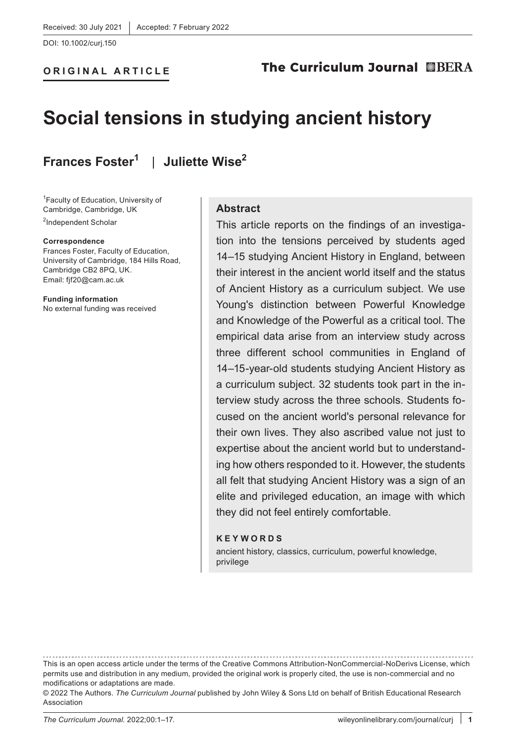Received: 30 July 2021 | Accepted: 7 February 2022

DOI: 10.1002/curj.150

**ORIGINAL ARTICLE**

# Social tensions in studying ancient history

**Frances Foster**[1] | **Juliette Wise**[2]

[1]Faculty of Education, University of Cambridge, Cambridge, UK

[2]Independent Scholar

**Correspondence**
Frances Foster, Faculty of Education, University of Cambridge, 184 Hills Road, Cambridge CB2 8PQ, UK.
Email: fjf20@cam.ac.uk

**Funding information**
No external funding was received

## Abstract

This article reports on the findings of an investigation into the tensions perceived by students aged 14–15 studying Ancient History in England, between their interest in the ancient world itself and the status of Ancient History as a curriculum subject. We use Young's distinction between Powerful Knowledge and Knowledge of the Powerful as a critical tool. The empirical data arise from an interview study across three different school communities in England of 14–15-year-old students studying Ancient History as a curriculum subject. 32 students took part in the interview study across the three schools. Students focused on the ancient world's personal relevance for their own lives. They also ascribed value not just to expertise about the ancient world but to understanding how others responded to it. However, the students all felt that studying Ancient History was a sign of an elite and privileged education, an image with which they did not feel entirely comfortable.

**KEYWORDS**

ancient history, classics, curriculum, powerful knowledge, privilege

This is an open access article under the terms of the Creative Commons Attribution-NonCommercial-NoDerivs License, which permits use and distribution in any medium, provided the original work is properly cited, the use is non-commercial and no modifications or adaptations are made.

© 2022 The Authors. *The Curriculum Journal* published by John Wiley & Sons Ltd on behalf of British Educational Research Association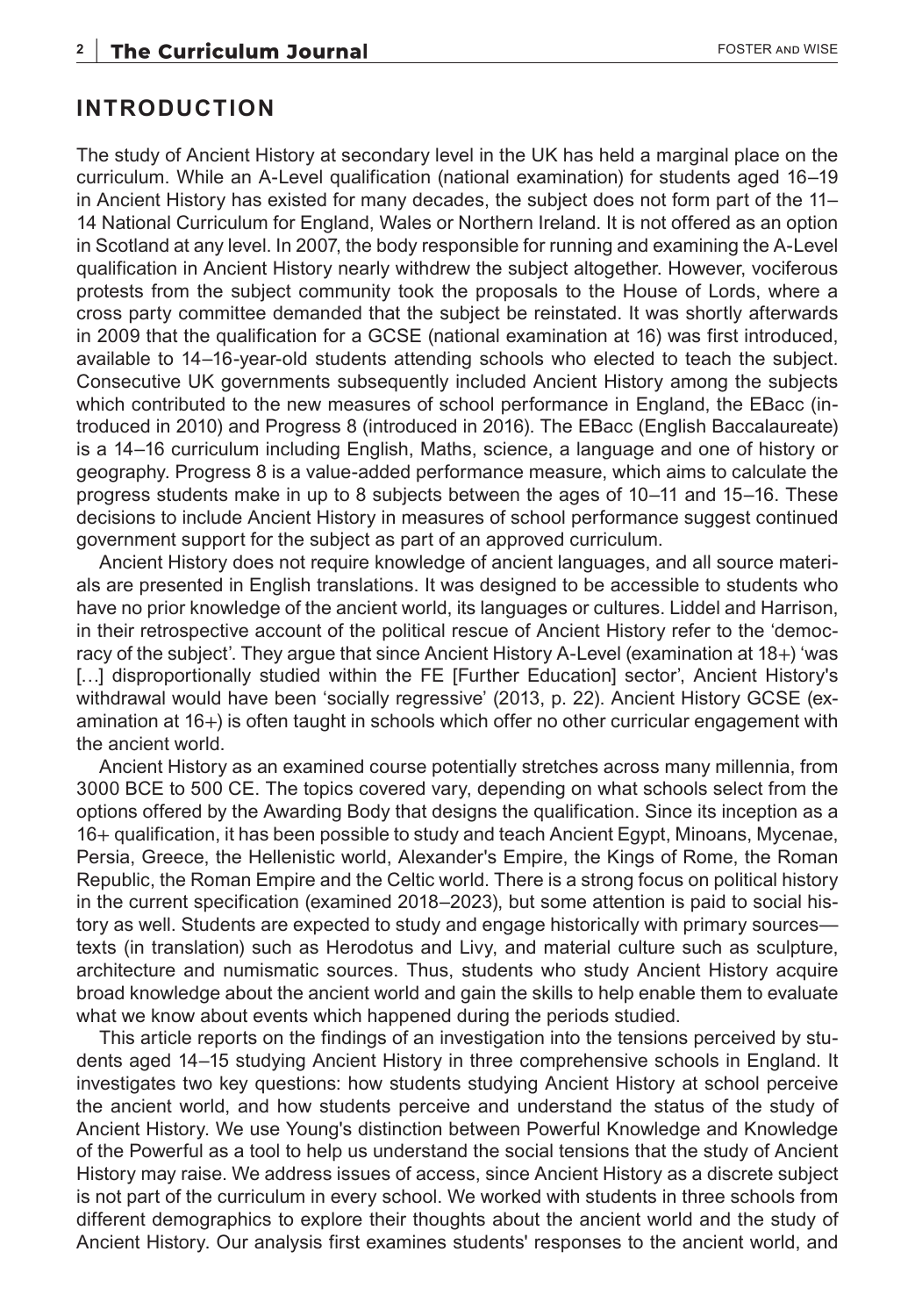## INTRODUCTION

The study of Ancient History at secondary level in the UK has held a marginal place on the curriculum. While an A-Level qualification (national examination) for students aged 16–19 in Ancient History has existed for many decades, the subject does not form part of the 11–14 National Curriculum for England, Wales or Northern Ireland. It is not offered as an option in Scotland at any level. In 2007, the body responsible for running and examining the A-Level qualification in Ancient History nearly withdrew the subject altogether. However, vociferous protests from the subject community took the proposals to the House of Lords, where a cross party committee demanded that the subject be reinstated. It was shortly afterwards in 2009 that the qualification for a GCSE (national examination at 16) was first introduced, available to 14–16-year-old students attending schools who elected to teach the subject. Consecutive UK governments subsequently included Ancient History among the subjects which contributed to the new measures of school performance in England, the EBacc (introduced in 2010) and Progress 8 (introduced in 2016). The EBacc (English Baccalaureate) is a 14–16 curriculum including English, Maths, science, a language and one of history or geography. Progress 8 is a value-added performance measure, which aims to calculate the progress students make in up to 8 subjects between the ages of 10–11 and 15–16. These decisions to include Ancient History in measures of school performance suggest continued government support for the subject as part of an approved curriculum.

Ancient History does not require knowledge of ancient languages, and all source materials are presented in English translations. It was designed to be accessible to students who have no prior knowledge of the ancient world, its languages or cultures. Liddel and Harrison, in their retrospective account of the political rescue of Ancient History refer to the 'democracy of the subject'. They argue that since Ancient History A-Level (examination at 18+) 'was […] disproportionally studied within the FE [Further Education] sector', Ancient History's withdrawal would have been 'socially regressive' (2013, p. 22). Ancient History GCSE (examination at 16+) is often taught in schools which offer no other curricular engagement with the ancient world.

Ancient History as an examined course potentially stretches across many millennia, from 3000 BCE to 500 CE. The topics covered vary, depending on what schools select from the options offered by the Awarding Body that designs the qualification. Since its inception as a 16+ qualification, it has been possible to study and teach Ancient Egypt, Minoans, Mycenae, Persia, Greece, the Hellenistic world, Alexander's Empire, the Kings of Rome, the Roman Republic, the Roman Empire and the Celtic world. There is a strong focus on political history in the current specification (examined 2018–2023), but some attention is paid to social history as well. Students are expected to study and engage historically with primary sources—texts (in translation) such as Herodotus and Livy, and material culture such as sculpture, architecture and numismatic sources. Thus, students who study Ancient History acquire broad knowledge about the ancient world and gain the skills to help enable them to evaluate what we know about events which happened during the periods studied.

This article reports on the findings of an investigation into the tensions perceived by students aged 14–15 studying Ancient History in three comprehensive schools in England. It investigates two key questions: how students studying Ancient History at school perceive the ancient world, and how students perceive and understand the status of the study of Ancient History. We use Young's distinction between Powerful Knowledge and Knowledge of the Powerful as a tool to help us understand the social tensions that the study of Ancient History may raise. We address issues of access, since Ancient History as a discrete subject is not part of the curriculum in every school. We worked with students in three schools from different demographics to explore their thoughts about the ancient world and the study of Ancient History. Our analysis first examines students' responses to the ancient world, and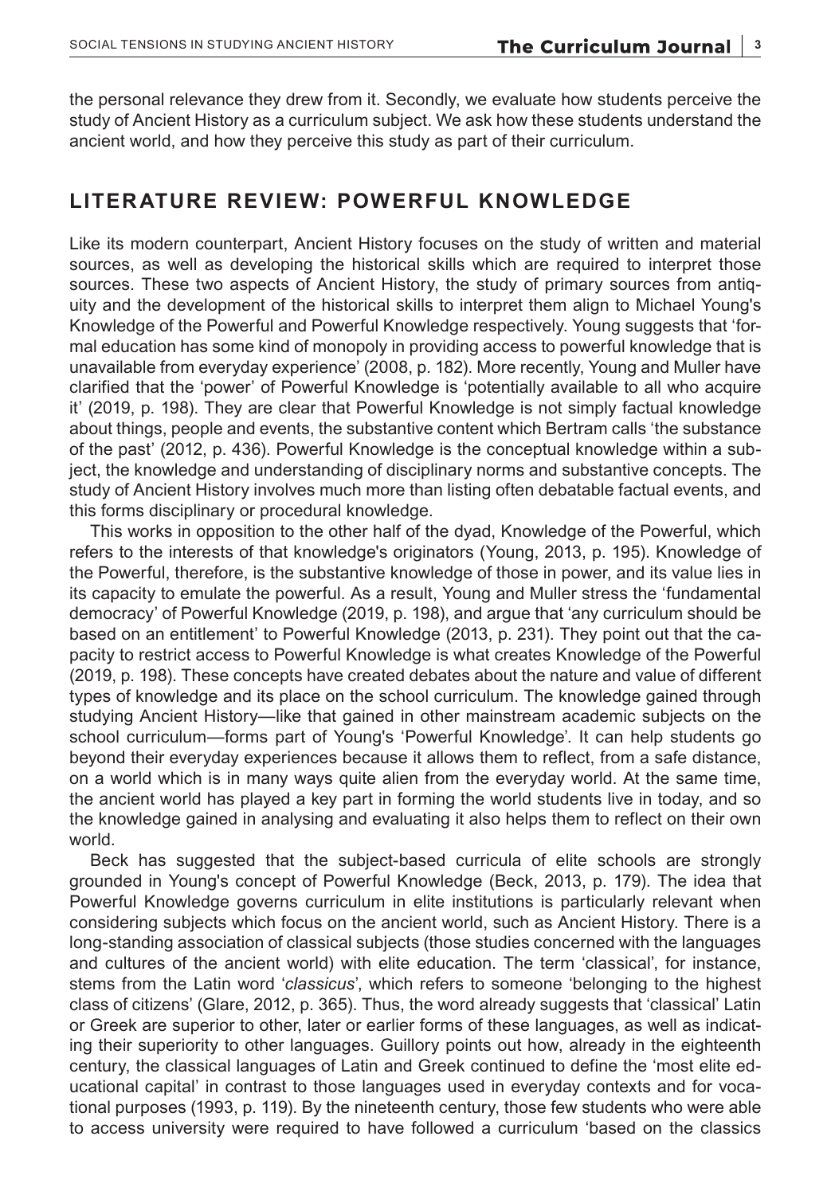the personal relevance they drew from it. Secondly, we evaluate how students perceive the study of Ancient History as a curriculum subject. We ask how these students understand the ancient world, and how they perceive this study as part of their curriculum.

## LITERATURE REVIEW: POWERFUL KNOWLEDGE

Like its modern counterpart, Ancient History focuses on the study of written and material sources, as well as developing the historical skills which are required to interpret those sources. These two aspects of Ancient History, the study of primary sources from antiquity and the development of the historical skills to interpret them align to Michael Young's Knowledge of the Powerful and Powerful Knowledge respectively. Young suggests that 'formal education has some kind of monopoly in providing access to powerful knowledge that is unavailable from everyday experience' (2008, p. 182). More recently, Young and Muller have clarified that the 'power' of Powerful Knowledge is 'potentially available to all who acquire it' (2019, p. 198). They are clear that Powerful Knowledge is not simply factual knowledge about things, people and events, the substantive content which Bertram calls 'the substance of the past' (2012, p. 436). Powerful Knowledge is the conceptual knowledge within a subject, the knowledge and understanding of disciplinary norms and substantive concepts. The study of Ancient History involves much more than listing often debatable factual events, and this forms disciplinary or procedural knowledge.

This works in opposition to the other half of the dyad, Knowledge of the Powerful, which refers to the interests of that knowledge's originators (Young, 2013, p. 195). Knowledge of the Powerful, therefore, is the substantive knowledge of those in power, and its value lies in its capacity to emulate the powerful. As a result, Young and Muller stress the 'fundamental democracy' of Powerful Knowledge (2019, p. 198), and argue that 'any curriculum should be based on an entitlement' to Powerful Knowledge (2013, p. 231). They point out that the capacity to restrict access to Powerful Knowledge is what creates Knowledge of the Powerful (2019, p. 198). These concepts have created debates about the nature and value of different types of knowledge and its place on the school curriculum. The knowledge gained through studying Ancient History—like that gained in other mainstream academic subjects on the school curriculum—forms part of Young's 'Powerful Knowledge'. It can help students go beyond their everyday experiences because it allows them to reflect, from a safe distance, on a world which is in many ways quite alien from the everyday world. At the same time, the ancient world has played a key part in forming the world students live in today, and so the knowledge gained in analysing and evaluating it also helps them to reflect on their own world.

Beck has suggested that the subject-based curricula of elite schools are strongly grounded in Young's concept of Powerful Knowledge (Beck, 2013, p. 179). The idea that Powerful Knowledge governs curriculum in elite institutions is particularly relevant when considering subjects which focus on the ancient world, such as Ancient History. There is a long-standing association of classical subjects (those studies concerned with the languages and cultures of the ancient world) with elite education. The term 'classical', for instance, stems from the Latin word '*classicus*', which refers to someone 'belonging to the highest class of citizens' (Glare, 2012, p. 365). Thus, the word already suggests that 'classical' Latin or Greek are superior to other, later or earlier forms of these languages, as well as indicating their superiority to other languages. Guillory points out how, already in the eighteenth century, the classical languages of Latin and Greek continued to define the 'most elite educational capital' in contrast to those languages used in everyday contexts and for vocational purposes (1993, p. 119). By the nineteenth century, those few students who were able to access university were required to have followed a curriculum 'based on the classics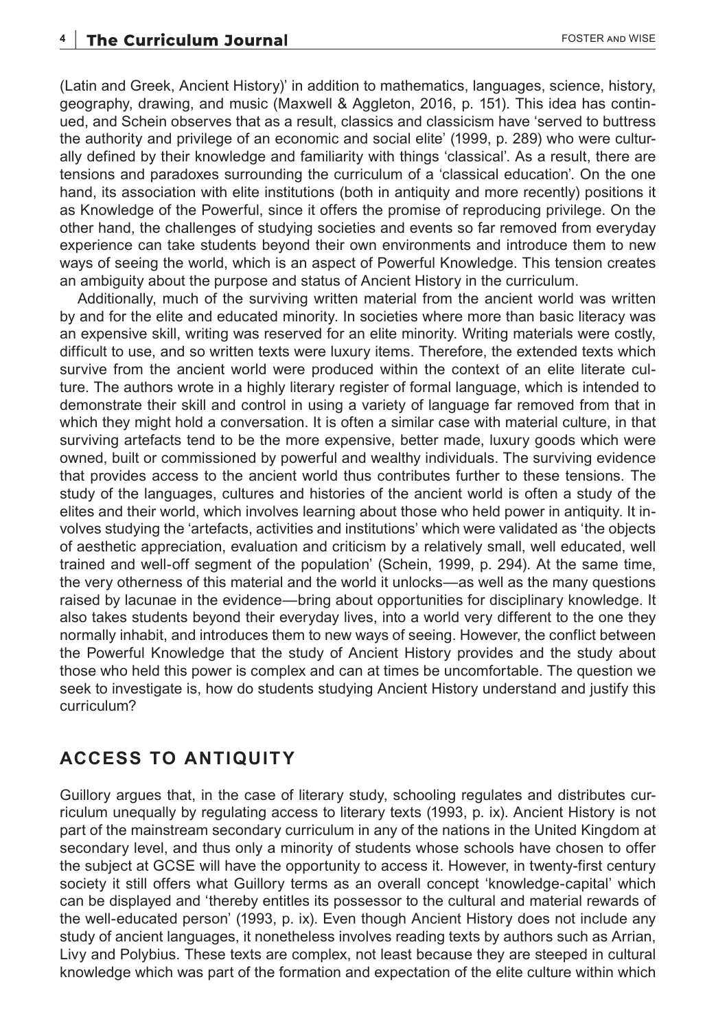(Latin and Greek, Ancient History)' in addition to mathematics, languages, science, history, geography, drawing, and music (Maxwell & Aggleton, 2016, p. 151). This idea has continued, and Schein observes that as a result, classics and classicism have 'served to buttress the authority and privilege of an economic and social elite' (1999, p. 289) who were culturally defined by their knowledge and familiarity with things 'classical'. As a result, there are tensions and paradoxes surrounding the curriculum of a 'classical education'. On the one hand, its association with elite institutions (both in antiquity and more recently) positions it as Knowledge of the Powerful, since it offers the promise of reproducing privilege. On the other hand, the challenges of studying societies and events so far removed from everyday experience can take students beyond their own environments and introduce them to new ways of seeing the world, which is an aspect of Powerful Knowledge. This tension creates an ambiguity about the purpose and status of Ancient History in the curriculum.

Additionally, much of the surviving written material from the ancient world was written by and for the elite and educated minority. In societies where more than basic literacy was an expensive skill, writing was reserved for an elite minority. Writing materials were costly, difficult to use, and so written texts were luxury items. Therefore, the extended texts which survive from the ancient world were produced within the context of an elite literate culture. The authors wrote in a highly literary register of formal language, which is intended to demonstrate their skill and control in using a variety of language far removed from that in which they might hold a conversation. It is often a similar case with material culture, in that surviving artefacts tend to be the more expensive, better made, luxury goods which were owned, built or commissioned by powerful and wealthy individuals. The surviving evidence that provides access to the ancient world thus contributes further to these tensions. The study of the languages, cultures and histories of the ancient world is often a study of the elites and their world, which involves learning about those who held power in antiquity. It involves studying the 'artefacts, activities and institutions' which were validated as 'the objects of aesthetic appreciation, evaluation and criticism by a relatively small, well educated, well trained and well-off segment of the population' (Schein, 1999, p. 294). At the same time, the very otherness of this material and the world it unlocks—as well as the many questions raised by lacunae in the evidence—bring about opportunities for disciplinary knowledge. It also takes students beyond their everyday lives, into a world very different to the one they normally inhabit, and introduces them to new ways of seeing. However, the conflict between the Powerful Knowledge that the study of Ancient History provides and the study about those who held this power is complex and can at times be uncomfortable. The question we seek to investigate is, how do students studying Ancient History understand and justify this curriculum?

## ACCESS TO ANTIQUITY

Guillory argues that, in the case of literary study, schooling regulates and distributes curriculum unequally by regulating access to literary texts (1993, p. ix). Ancient History is not part of the mainstream secondary curriculum in any of the nations in the United Kingdom at secondary level, and thus only a minority of students whose schools have chosen to offer the subject at GCSE will have the opportunity to access it. However, in twenty-first century society it still offers what Guillory terms as an overall concept 'knowledge-capital' which can be displayed and 'thereby entitles its possessor to the cultural and material rewards of the well-educated person' (1993, p. ix). Even though Ancient History does not include any study of ancient languages, it nonetheless involves reading texts by authors such as Arrian, Livy and Polybius. These texts are complex, not least because they are steeped in cultural knowledge which was part of the formation and expectation of the elite culture within which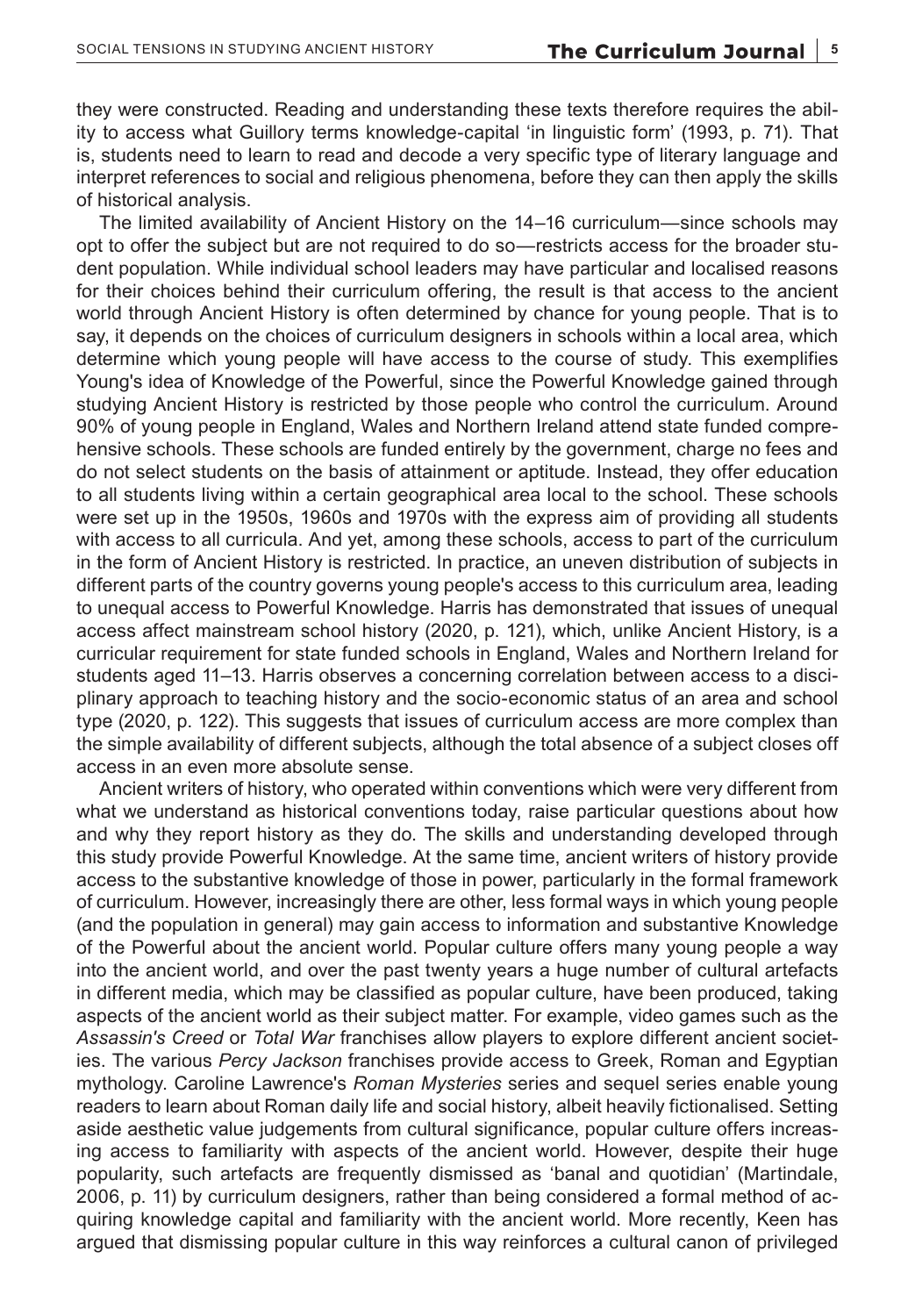they were constructed. Reading and understanding these texts therefore requires the ability to access what Guillory terms knowledge-capital 'in linguistic form' (1993, p. 71). That is, students need to learn to read and decode a very specific type of literary language and interpret references to social and religious phenomena, before they can then apply the skills of historical analysis.

The limited availability of Ancient History on the 14–16 curriculum—since schools may opt to offer the subject but are not required to do so—restricts access for the broader student population. While individual school leaders may have particular and localised reasons for their choices behind their curriculum offering, the result is that access to the ancient world through Ancient History is often determined by chance for young people. That is to say, it depends on the choices of curriculum designers in schools within a local area, which determine which young people will have access to the course of study. This exemplifies Young's idea of Knowledge of the Powerful, since the Powerful Knowledge gained through studying Ancient History is restricted by those people who control the curriculum. Around 90% of young people in England, Wales and Northern Ireland attend state funded comprehensive schools. These schools are funded entirely by the government, charge no fees and do not select students on the basis of attainment or aptitude. Instead, they offer education to all students living within a certain geographical area local to the school. These schools were set up in the 1950s, 1960s and 1970s with the express aim of providing all students with access to all curricula. And yet, among these schools, access to part of the curriculum in the form of Ancient History is restricted. In practice, an uneven distribution of subjects in different parts of the country governs young people's access to this curriculum area, leading to unequal access to Powerful Knowledge. Harris has demonstrated that issues of unequal access affect mainstream school history (2020, p. 121), which, unlike Ancient History, is a curricular requirement for state funded schools in England, Wales and Northern Ireland for students aged 11–13. Harris observes a concerning correlation between access to a disciplinary approach to teaching history and the socio-economic status of an area and school type (2020, p. 122). This suggests that issues of curriculum access are more complex than the simple availability of different subjects, although the total absence of a subject closes off access in an even more absolute sense.

Ancient writers of history, who operated within conventions which were very different from what we understand as historical conventions today, raise particular questions about how and why they report history as they do. The skills and understanding developed through this study provide Powerful Knowledge. At the same time, ancient writers of history provide access to the substantive knowledge of those in power, particularly in the formal framework of curriculum. However, increasingly there are other, less formal ways in which young people (and the population in general) may gain access to information and substantive Knowledge of the Powerful about the ancient world. Popular culture offers many young people a way into the ancient world, and over the past twenty years a huge number of cultural artefacts in different media, which may be classified as popular culture, have been produced, taking aspects of the ancient world as their subject matter. For example, video games such as the *Assassin's Creed* or *Total War* franchises allow players to explore different ancient societies. The various *Percy Jackson* franchises provide access to Greek, Roman and Egyptian mythology. Caroline Lawrence's *Roman Mysteries* series and sequel series enable young readers to learn about Roman daily life and social history, albeit heavily fictionalised. Setting aside aesthetic value judgements from cultural significance, popular culture offers increasing access to familiarity with aspects of the ancient world. However, despite their huge popularity, such artefacts are frequently dismissed as 'banal and quotidian' (Martindale, 2006, p. 11) by curriculum designers, rather than being considered a formal method of acquiring knowledge capital and familiarity with the ancient world. More recently, Keen has argued that dismissing popular culture in this way reinforces a cultural canon of privileged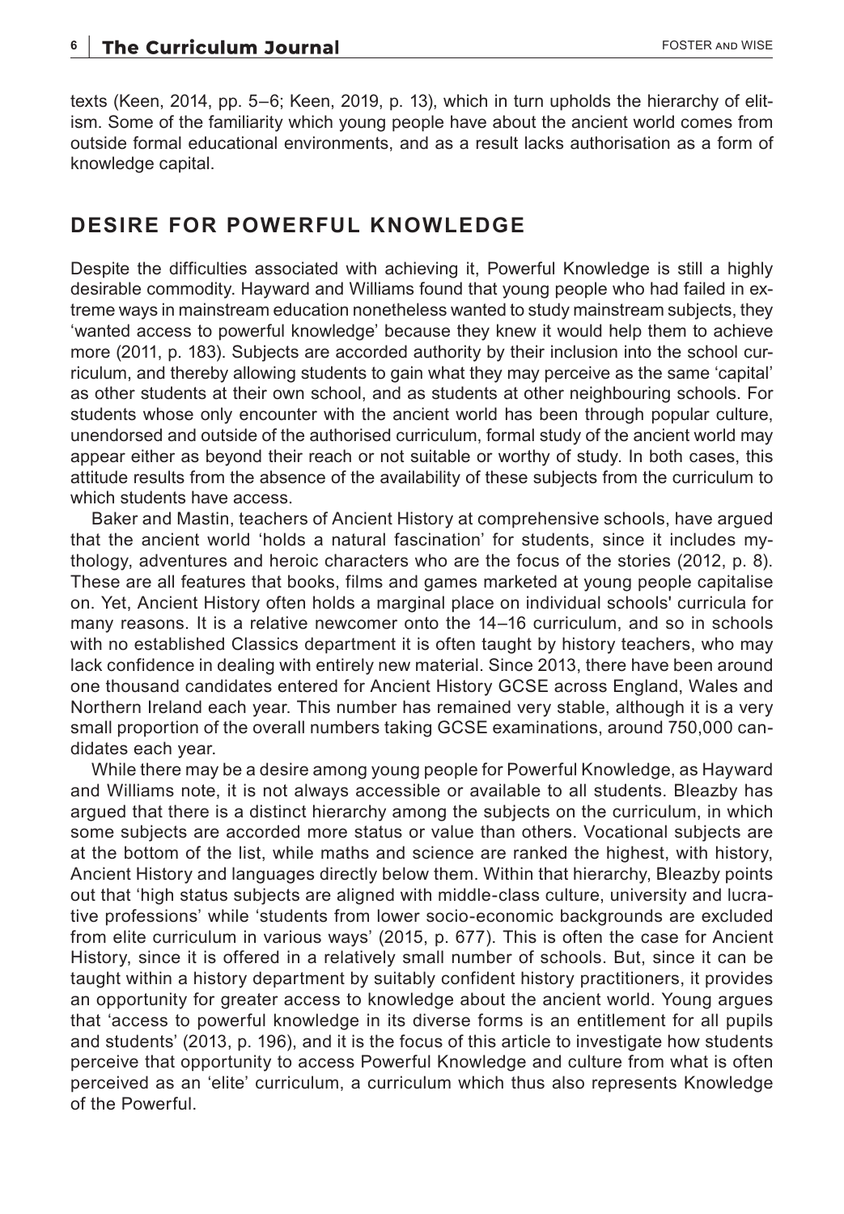texts (Keen, 2014, pp. 5–6; Keen, 2019, p. 13), which in turn upholds the hierarchy of elitism. Some of the familiarity which young people have about the ancient world comes from outside formal educational environments, and as a result lacks authorisation as a form of knowledge capital.

## DESIRE FOR POWERFUL KNOWLEDGE

Despite the difficulties associated with achieving it, Powerful Knowledge is still a highly desirable commodity. Hayward and Williams found that young people who had failed in extreme ways in mainstream education nonetheless wanted to study mainstream subjects, they 'wanted access to powerful knowledge' because they knew it would help them to achieve more (2011, p. 183). Subjects are accorded authority by their inclusion into the school curriculum, and thereby allowing students to gain what they may perceive as the same 'capital' as other students at their own school, and as students at other neighbouring schools. For students whose only encounter with the ancient world has been through popular culture, unendorsed and outside of the authorised curriculum, formal study of the ancient world may appear either as beyond their reach or not suitable or worthy of study. In both cases, this attitude results from the absence of the availability of these subjects from the curriculum to which students have access.

Baker and Mastin, teachers of Ancient History at comprehensive schools, have argued that the ancient world 'holds a natural fascination' for students, since it includes mythology, adventures and heroic characters who are the focus of the stories (2012, p. 8). These are all features that books, films and games marketed at young people capitalise on. Yet, Ancient History often holds a marginal place on individual schools' curricula for many reasons. It is a relative newcomer onto the 14–16 curriculum, and so in schools with no established Classics department it is often taught by history teachers, who may lack confidence in dealing with entirely new material. Since 2013, there have been around one thousand candidates entered for Ancient History GCSE across England, Wales and Northern Ireland each year. This number has remained very stable, although it is a very small proportion of the overall numbers taking GCSE examinations, around 750,000 candidates each year.

While there may be a desire among young people for Powerful Knowledge, as Hayward and Williams note, it is not always accessible or available to all students. Bleazby has argued that there is a distinct hierarchy among the subjects on the curriculum, in which some subjects are accorded more status or value than others. Vocational subjects are at the bottom of the list, while maths and science are ranked the highest, with history, Ancient History and languages directly below them. Within that hierarchy, Bleazby points out that 'high status subjects are aligned with middle-class culture, university and lucrative professions' while 'students from lower socio-economic backgrounds are excluded from elite curriculum in various ways' (2015, p. 677). This is often the case for Ancient History, since it is offered in a relatively small number of schools. But, since it can be taught within a history department by suitably confident history practitioners, it provides an opportunity for greater access to knowledge about the ancient world. Young argues that 'access to powerful knowledge in its diverse forms is an entitlement for all pupils and students' (2013, p. 196), and it is the focus of this article to investigate how students perceive that opportunity to access Powerful Knowledge and culture from what is often perceived as an 'elite' curriculum, a curriculum which thus also represents Knowledge of the Powerful.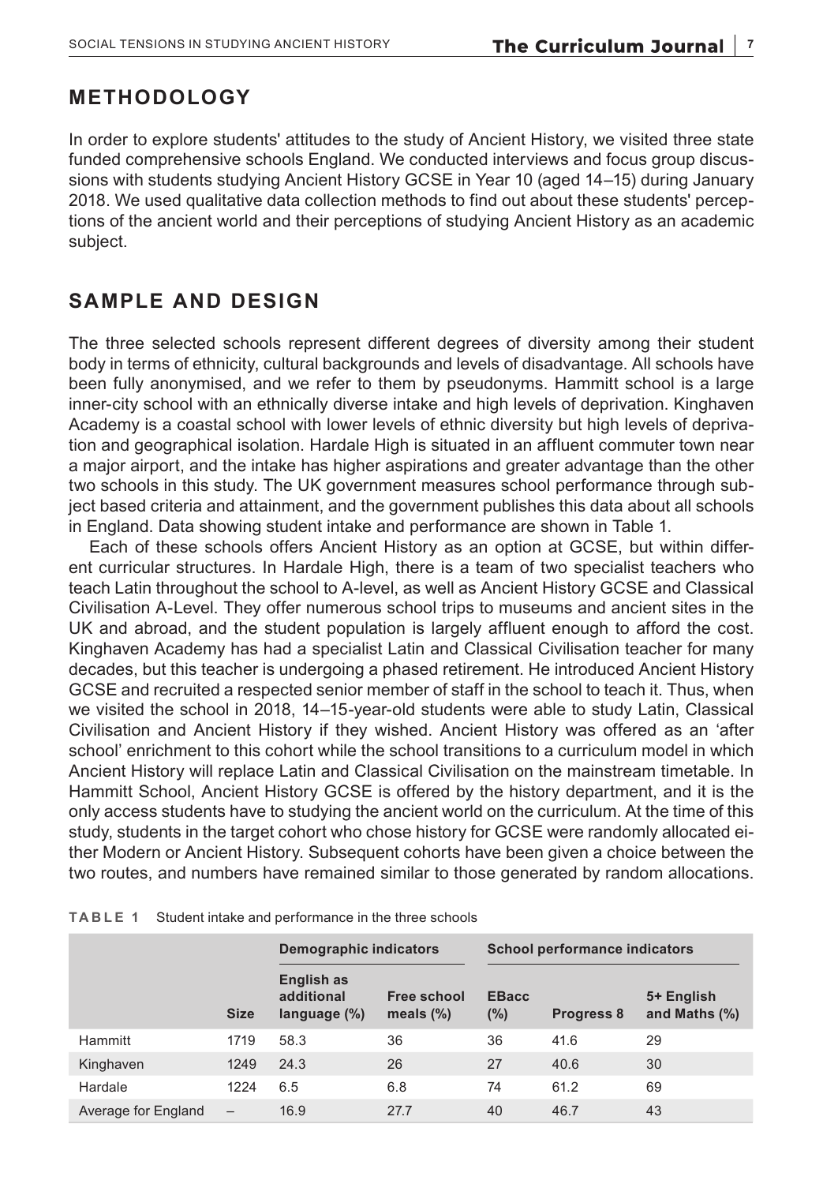## METHODOLOGY

In order to explore students' attitudes to the study of Ancient History, we visited three state funded comprehensive schools England. We conducted interviews and focus group discussions with students studying Ancient History GCSE in Year 10 (aged 14–15) during January 2018. We used qualitative data collection methods to find out about these students' perceptions of the ancient world and their perceptions of studying Ancient History as an academic subject.

## SAMPLE AND DESIGN

The three selected schools represent different degrees of diversity among their student body in terms of ethnicity, cultural backgrounds and levels of disadvantage. All schools have been fully anonymised, and we refer to them by pseudonyms. Hammitt school is a large inner-city school with an ethnically diverse intake and high levels of deprivation. Kinghaven Academy is a coastal school with lower levels of ethnic diversity but high levels of deprivation and geographical isolation. Hardale High is situated in an affluent commuter town near a major airport, and the intake has higher aspirations and greater advantage than the other two schools in this study. The UK government measures school performance through subject based criteria and attainment, and the government publishes this data about all schools in England. Data showing student intake and performance are shown in Table 1.

Each of these schools offers Ancient History as an option at GCSE, but within different curricular structures. In Hardale High, there is a team of two specialist teachers who teach Latin throughout the school to A-level, as well as Ancient History GCSE and Classical Civilisation A-Level. They offer numerous school trips to museums and ancient sites in the UK and abroad, and the student population is largely affluent enough to afford the cost. Kinghaven Academy has had a specialist Latin and Classical Civilisation teacher for many decades, but this teacher is undergoing a phased retirement. He introduced Ancient History GCSE and recruited a respected senior member of staff in the school to teach it. Thus, when we visited the school in 2018, 14–15-year-old students were able to study Latin, Classical Civilisation and Ancient History if they wished. Ancient History was offered as an 'after school' enrichment to this cohort while the school transitions to a curriculum model in which Ancient History will replace Latin and Classical Civilisation on the mainstream timetable. In Hammitt School, Ancient History GCSE is offered by the history department, and it is the only access students have to studying the ancient world on the curriculum. At the time of this study, students in the target cohort who chose history for GCSE were randomly allocated either Modern or Ancient History. Subsequent cohorts have been given a choice between the two routes, and numbers have remained similar to those generated by random allocations.

**TABLE 1** Student intake and performance in the three schools

| | | Demographic indicators | | School performance indicators | | |
|---|---|---|---|---|---|---|
| | Size | English as additional language (%) | Free school meals (%) | EBacc (%) | Progress 8 | 5+ English and Maths (%) |
| Hammitt | 1719 | 58.3 | 36 | 36 | 41.6 | 29 |
| Kinghaven | 1249 | 24.3 | 26 | 27 | 40.6 | 30 |
| Hardale | 1224 | 6.5 | 6.8 | 74 | 61.2 | 69 |
| Average for England | – | 16.9 | 27.7 | 40 | 46.7 | 43 |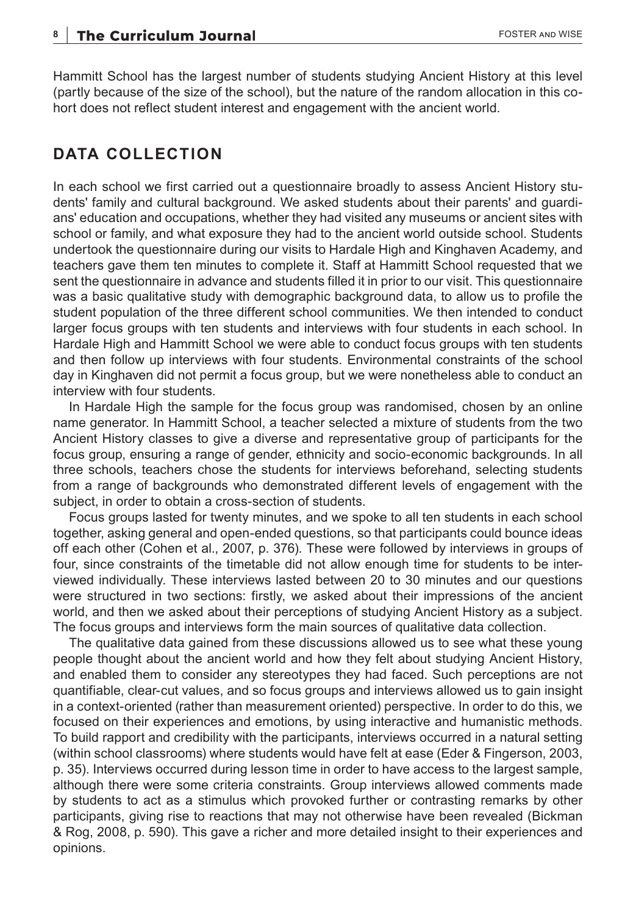Hammitt School has the largest number of students studying Ancient History at this level (partly because of the size of the school), but the nature of the random allocation in this cohort does not reflect student interest and engagement with the ancient world.

## DATA COLLECTION

In each school we first carried out a questionnaire broadly to assess Ancient History students' family and cultural background. We asked students about their parents' and guardians' education and occupations, whether they had visited any museums or ancient sites with school or family, and what exposure they had to the ancient world outside school. Students undertook the questionnaire during our visits to Hardale High and Kinghaven Academy, and teachers gave them ten minutes to complete it. Staff at Hammitt School requested that we sent the questionnaire in advance and students filled it in prior to our visit. This questionnaire was a basic qualitative study with demographic background data, to allow us to profile the student population of the three different school communities. We then intended to conduct larger focus groups with ten students and interviews with four students in each school. In Hardale High and Hammitt School we were able to conduct focus groups with ten students and then follow up interviews with four students. Environmental constraints of the school day in Kinghaven did not permit a focus group, but we were nonetheless able to conduct an interview with four students.

In Hardale High the sample for the focus group was randomised, chosen by an online name generator. In Hammitt School, a teacher selected a mixture of students from the two Ancient History classes to give a diverse and representative group of participants for the focus group, ensuring a range of gender, ethnicity and socio-economic backgrounds. In all three schools, teachers chose the students for interviews beforehand, selecting students from a range of backgrounds who demonstrated different levels of engagement with the subject, in order to obtain a cross-section of students.

Focus groups lasted for twenty minutes, and we spoke to all ten students in each school together, asking general and open-ended questions, so that participants could bounce ideas off each other (Cohen et al., 2007, p. 376). These were followed by interviews in groups of four, since constraints of the timetable did not allow enough time for students to be interviewed individually. These interviews lasted between 20 to 30 minutes and our questions were structured in two sections: firstly, we asked about their impressions of the ancient world, and then we asked about their perceptions of studying Ancient History as a subject. The focus groups and interviews form the main sources of qualitative data collection.

The qualitative data gained from these discussions allowed us to see what these young people thought about the ancient world and how they felt about studying Ancient History, and enabled them to consider any stereotypes they had faced. Such perceptions are not quantifiable, clear-cut values, and so focus groups and interviews allowed us to gain insight in a context-oriented (rather than measurement oriented) perspective. In order to do this, we focused on their experiences and emotions, by using interactive and humanistic methods. To build rapport and credibility with the participants, interviews occurred in a natural setting (within school classrooms) where students would have felt at ease (Eder & Fingerson, 2003, p. 35). Interviews occurred during lesson time in order to have access to the largest sample, although there were some criteria constraints. Group interviews allowed comments made by students to act as a stimulus which provoked further or contrasting remarks by other participants, giving rise to reactions that may not otherwise have been revealed (Bickman & Rog, 2008, p. 590). This gave a richer and more detailed insight to their experiences and opinions.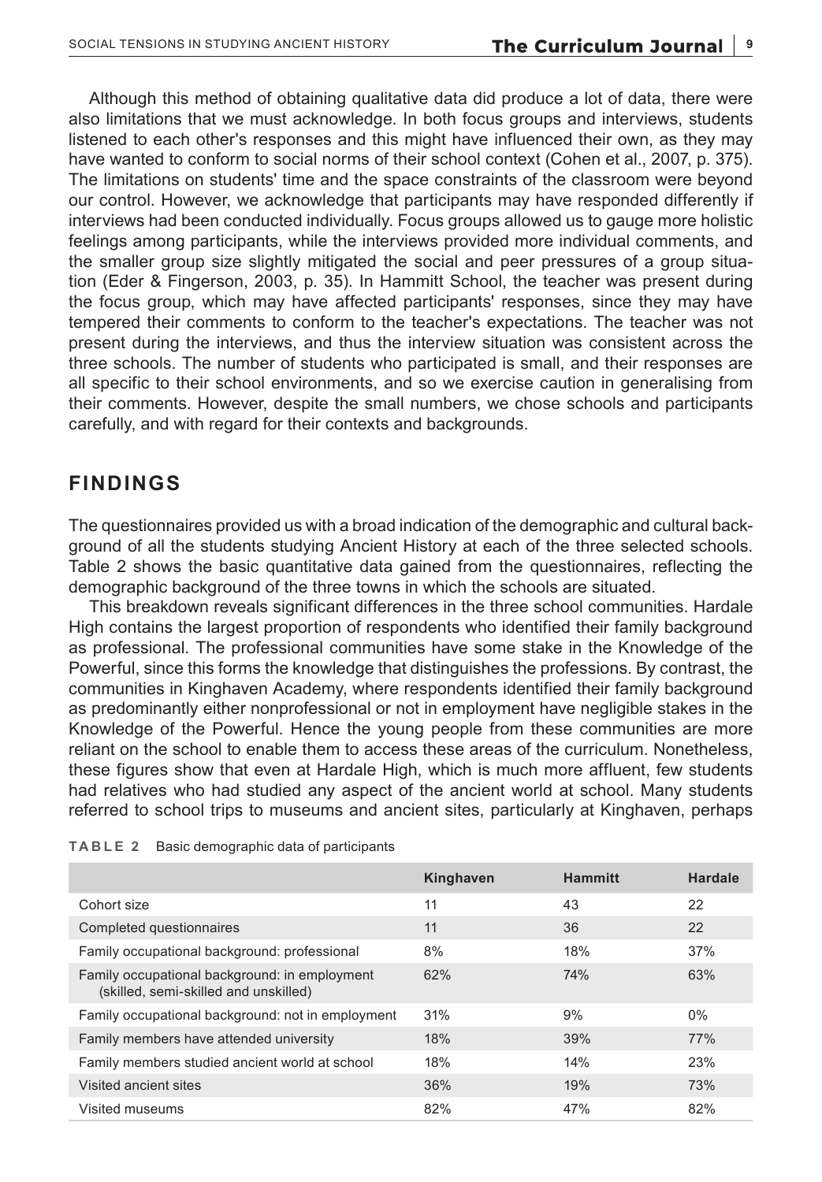Although this method of obtaining qualitative data did produce a lot of data, there were also limitations that we must acknowledge. In both focus groups and interviews, students listened to each other's responses and this might have influenced their own, as they may have wanted to conform to social norms of their school context (Cohen et al., 2007, p. 375). The limitations on students' time and the space constraints of the classroom were beyond our control. However, we acknowledge that participants may have responded differently if interviews had been conducted individually. Focus groups allowed us to gauge more holistic feelings among participants, while the interviews provided more individual comments, and the smaller group size slightly mitigated the social and peer pressures of a group situation (Eder & Fingerson, 2003, p. 35). In Hammitt School, the teacher was present during the focus group, which may have affected participants' responses, since they may have tempered their comments to conform to the teacher's expectations. The teacher was not present during the interviews, and thus the interview situation was consistent across the three schools. The number of students who participated is small, and their responses are all specific to their school environments, and so we exercise caution in generalising from their comments. However, despite the small numbers, we chose schools and participants carefully, and with regard for their contexts and backgrounds.

## FINDINGS

The questionnaires provided us with a broad indication of the demographic and cultural background of all the students studying Ancient History at each of the three selected schools. Table 2 shows the basic quantitative data gained from the questionnaires, reflecting the demographic background of the three towns in which the schools are situated.

This breakdown reveals significant differences in the three school communities. Hardale High contains the largest proportion of respondents who identified their family background as professional. The professional communities have some stake in the Knowledge of the Powerful, since this forms the knowledge that distinguishes the professions. By contrast, the communities in Kinghaven Academy, where respondents identified their family background as predominantly either nonprofessional or not in employment have negligible stakes in the Knowledge of the Powerful. Hence the young people from these communities are more reliant on the school to enable them to access these areas of the curriculum. Nonetheless, these figures show that even at Hardale High, which is much more affluent, few students had relatives who had studied any aspect of the ancient world at school. Many students referred to school trips to museums and ancient sites, particularly at Kinghaven, perhaps

**TABLE 2** Basic demographic data of participants

| | Kinghaven | Hammitt | Hardale |
|---|---|---|---|
| Cohort size | 11 | 43 | 22 |
| Completed questionnaires | 11 | 36 | 22 |
| Family occupational background: professional | 8% | 18% | 37% |
| Family occupational background: in employment (skilled, semi-skilled and unskilled) | 62% | 74% | 63% |
| Family occupational background: not in employment | 31% | 9% | 0% |
| Family members have attended university | 18% | 39% | 77% |
| Family members studied ancient world at school | 18% | 14% | 23% |
| Visited ancient sites | 36% | 19% | 73% |
| Visited museums | 82% | 47% | 82% |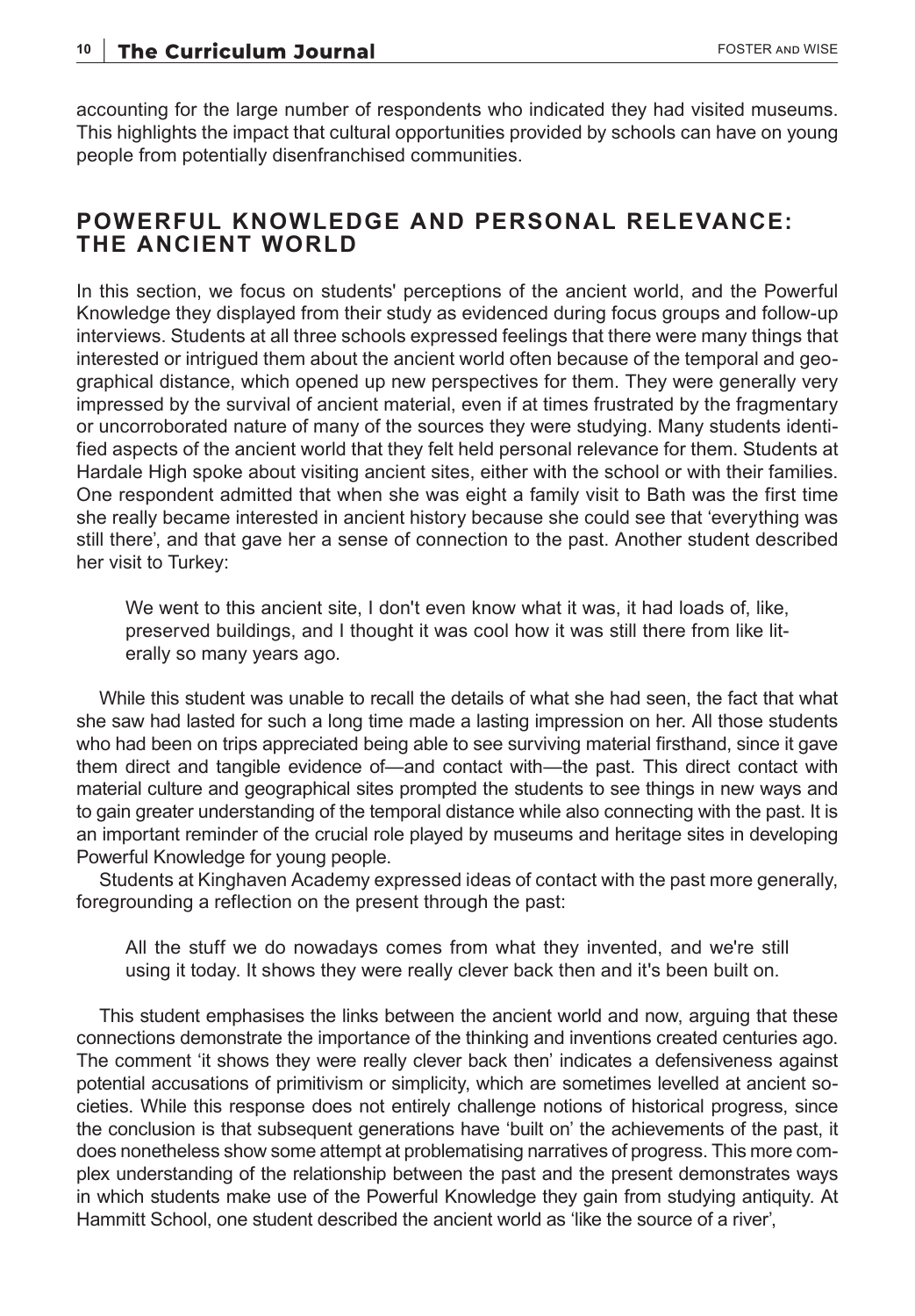accounting for the large number of respondents who indicated they had visited museums. This highlights the impact that cultural opportunities provided by schools can have on young people from potentially disenfranchised communities.

## POWERFUL KNOWLEDGE AND PERSONAL RELEVANCE: THE ANCIENT WORLD

In this section, we focus on students' perceptions of the ancient world, and the Powerful Knowledge they displayed from their study as evidenced during focus groups and follow-up interviews. Students at all three schools expressed feelings that there were many things that interested or intrigued them about the ancient world often because of the temporal and geographical distance, which opened up new perspectives for them. They were generally very impressed by the survival of ancient material, even if at times frustrated by the fragmentary or uncorroborated nature of many of the sources they were studying. Many students identified aspects of the ancient world that they felt held personal relevance for them. Students at Hardale High spoke about visiting ancient sites, either with the school or with their families. One respondent admitted that when she was eight a family visit to Bath was the first time she really became interested in ancient history because she could see that 'everything was still there', and that gave her a sense of connection to the past. Another student described her visit to Turkey:

> We went to this ancient site, I don't even know what it was, it had loads of, like, preserved buildings, and I thought it was cool how it was still there from like literally so many years ago.

While this student was unable to recall the details of what she had seen, the fact that what she saw had lasted for such a long time made a lasting impression on her. All those students who had been on trips appreciated being able to see surviving material firsthand, since it gave them direct and tangible evidence of—and contact with—the past. This direct contact with material culture and geographical sites prompted the students to see things in new ways and to gain greater understanding of the temporal distance while also connecting with the past. It is an important reminder of the crucial role played by museums and heritage sites in developing Powerful Knowledge for young people.

Students at Kinghaven Academy expressed ideas of contact with the past more generally, foregrounding a reflection on the present through the past:

> All the stuff we do nowadays comes from what they invented, and we're still using it today. It shows they were really clever back then and it's been built on.

This student emphasises the links between the ancient world and now, arguing that these connections demonstrate the importance of the thinking and inventions created centuries ago. The comment 'it shows they were really clever back then' indicates a defensiveness against potential accusations of primitivism or simplicity, which are sometimes levelled at ancient societies. While this response does not entirely challenge notions of historical progress, since the conclusion is that subsequent generations have 'built on' the achievements of the past, it does nonetheless show some attempt at problematising narratives of progress. This more complex understanding of the relationship between the past and the present demonstrates ways in which students make use of the Powerful Knowledge they gain from studying antiquity. At Hammitt School, one student described the ancient world as 'like the source of a river',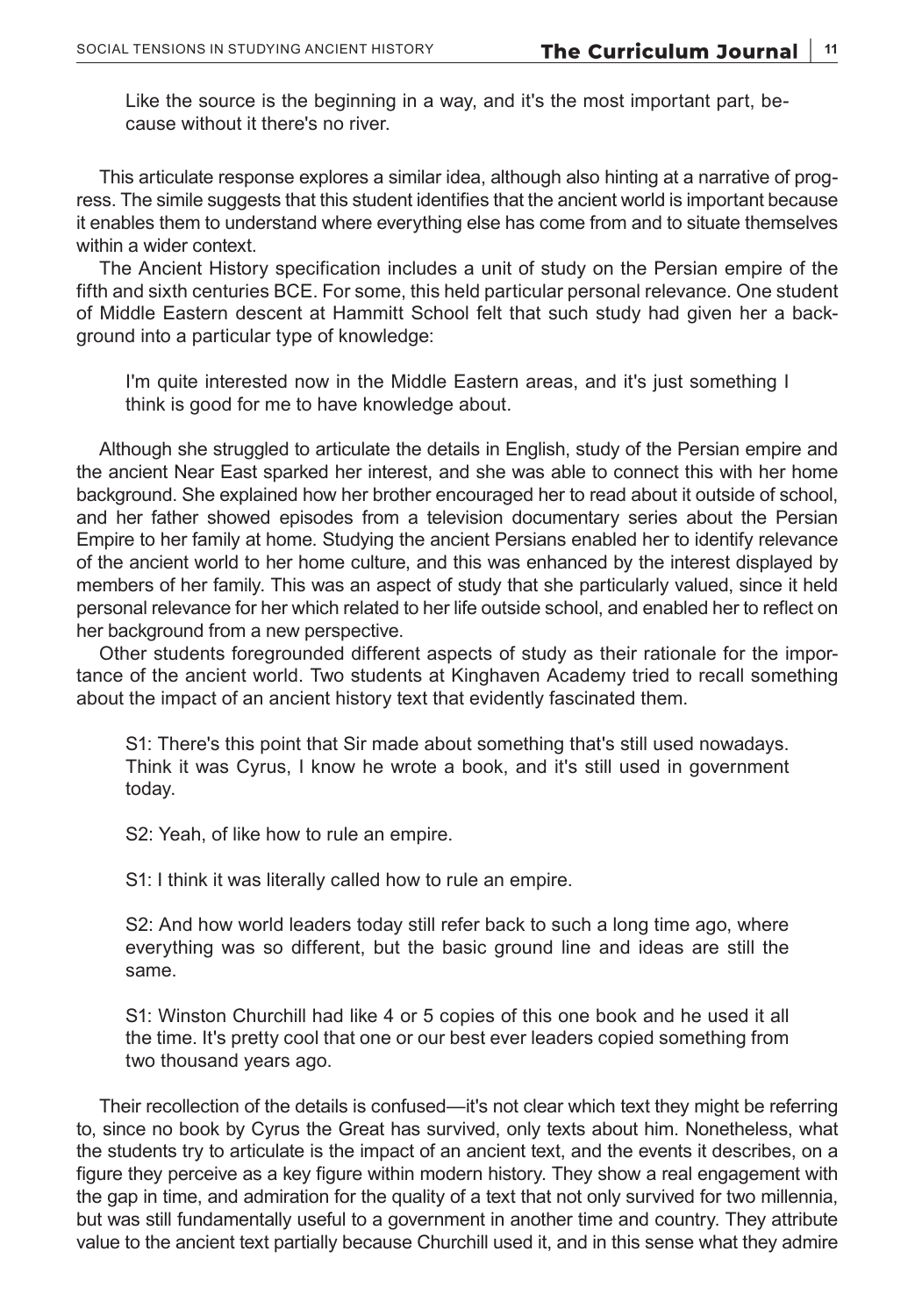> Like the source is the beginning in a way, and it's the most important part, because without it there's no river.

This articulate response explores a similar idea, although also hinting at a narrative of progress. The simile suggests that this student identifies that the ancient world is important because it enables them to understand where everything else has come from and to situate themselves within a wider context.

The Ancient History specification includes a unit of study on the Persian empire of the fifth and sixth centuries BCE. For some, this held particular personal relevance. One student of Middle Eastern descent at Hammitt School felt that such study had given her a background into a particular type of knowledge:

> I'm quite interested now in the Middle Eastern areas, and it's just something I think is good for me to have knowledge about.

Although she struggled to articulate the details in English, study of the Persian empire and the ancient Near East sparked her interest, and she was able to connect this with her home background. She explained how her brother encouraged her to read about it outside of school, and her father showed episodes from a television documentary series about the Persian Empire to her family at home. Studying the ancient Persians enabled her to identify relevance of the ancient world to her home culture, and this was enhanced by the interest displayed by members of her family. This was an aspect of study that she particularly valued, since it held personal relevance for her which related to her life outside school, and enabled her to reflect on her background from a new perspective.

Other students foregrounded different aspects of study as their rationale for the importance of the ancient world. Two students at Kinghaven Academy tried to recall something about the impact of an ancient history text that evidently fascinated them.

> S1: There's this point that Sir made about something that's still used nowadays. Think it was Cyrus, I know he wrote a book, and it's still used in government today.
>
> S2: Yeah, of like how to rule an empire.
>
> S1: I think it was literally called how to rule an empire.
>
> S2: And how world leaders today still refer back to such a long time ago, where everything was so different, but the basic ground line and ideas are still the same.
>
> S1: Winston Churchill had like 4 or 5 copies of this one book and he used it all the time. It's pretty cool that one or our best ever leaders copied something from two thousand years ago.

Their recollection of the details is confused—it's not clear which text they might be referring to, since no book by Cyrus the Great has survived, only texts about him. Nonetheless, what the students try to articulate is the impact of an ancient text, and the events it describes, on a figure they perceive as a key figure within modern history. They show a real engagement with the gap in time, and admiration for the quality of a text that not only survived for two millennia, but was still fundamentally useful to a government in another time and country. They attribute value to the ancient text partially because Churchill used it, and in this sense what they admire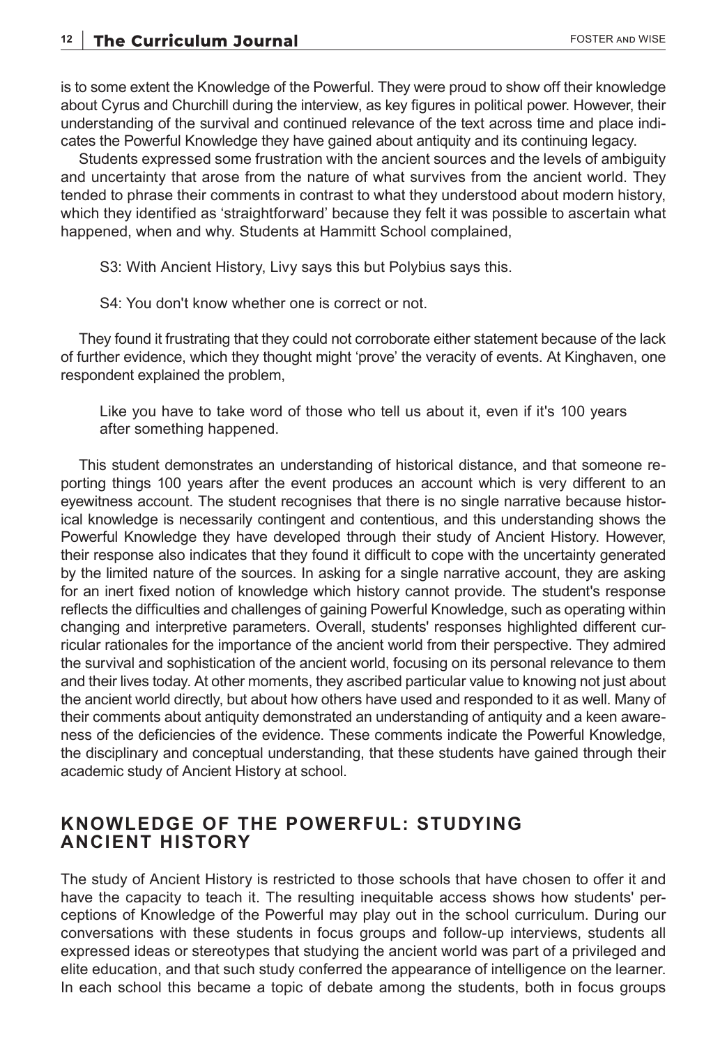is to some extent the Knowledge of the Powerful. They were proud to show off their knowledge about Cyrus and Churchill during the interview, as key figures in political power. However, their understanding of the survival and continued relevance of the text across time and place indicates the Powerful Knowledge they have gained about antiquity and its continuing legacy.

Students expressed some frustration with the ancient sources and the levels of ambiguity and uncertainty that arose from the nature of what survives from the ancient world. They tended to phrase their comments in contrast to what they understood about modern history, which they identified as 'straightforward' because they felt it was possible to ascertain what happened, when and why. Students at Hammitt School complained,

S3: With Ancient History, Livy says this but Polybius says this.

S4: You don't know whether one is correct or not.

They found it frustrating that they could not corroborate either statement because of the lack of further evidence, which they thought might 'prove' the veracity of events. At Kinghaven, one respondent explained the problem,

> Like you have to take word of those who tell us about it, even if it's 100 years after something happened.

This student demonstrates an understanding of historical distance, and that someone reporting things 100 years after the event produces an account which is very different to an eyewitness account. The student recognises that there is no single narrative because historical knowledge is necessarily contingent and contentious, and this understanding shows the Powerful Knowledge they have developed through their study of Ancient History. However, their response also indicates that they found it difficult to cope with the uncertainty generated by the limited nature of the sources. In asking for a single narrative account, they are asking for an inert fixed notion of knowledge which history cannot provide. The student's response reflects the difficulties and challenges of gaining Powerful Knowledge, such as operating within changing and interpretive parameters. Overall, students' responses highlighted different curricular rationales for the importance of the ancient world from their perspective. They admired the survival and sophistication of the ancient world, focusing on its personal relevance to them and their lives today. At other moments, they ascribed particular value to knowing not just about the ancient world directly, but about how others have used and responded to it as well. Many of their comments about antiquity demonstrated an understanding of antiquity and a keen awareness of the deficiencies of the evidence. These comments indicate the Powerful Knowledge, the disciplinary and conceptual understanding, that these students have gained through their academic study of Ancient History at school.

## KNOWLEDGE OF THE POWERFUL: STUDYING ANCIENT HISTORY

The study of Ancient History is restricted to those schools that have chosen to offer it and have the capacity to teach it. The resulting inequitable access shows how students' perceptions of Knowledge of the Powerful may play out in the school curriculum. During our conversations with these students in focus groups and follow-up interviews, students all expressed ideas or stereotypes that studying the ancient world was part of a privileged and elite education, and that such study conferred the appearance of intelligence on the learner. In each school this became a topic of debate among the students, both in focus groups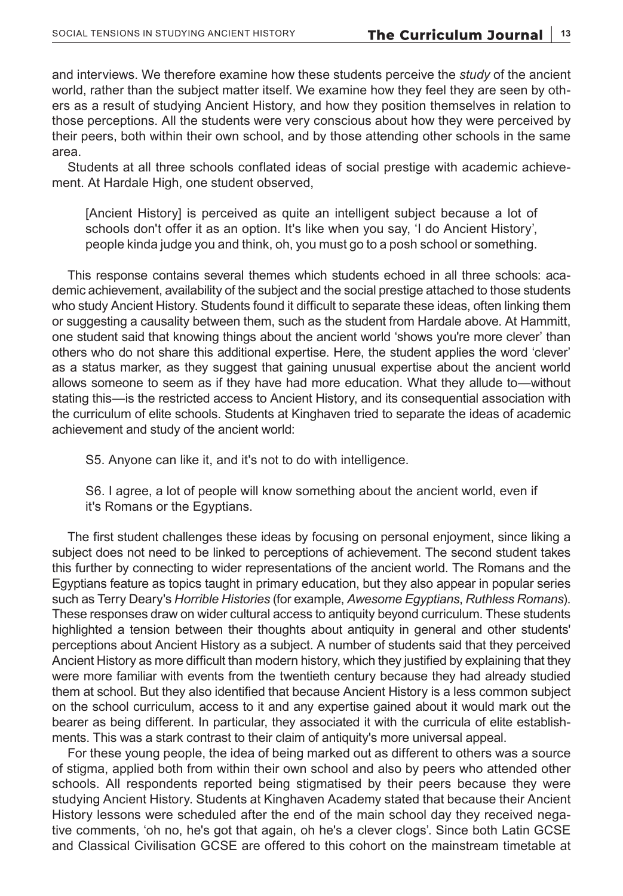and interviews. We therefore examine how these students perceive the *study* of the ancient world, rather than the subject matter itself. We examine how they feel they are seen by others as a result of studying Ancient History, and how they position themselves in relation to those perceptions. All the students were very conscious about how they were perceived by their peers, both within their own school, and by those attending other schools in the same area.

Students at all three schools conflated ideas of social prestige with academic achievement. At Hardale High, one student observed,

> [Ancient History] is perceived as quite an intelligent subject because a lot of schools don't offer it as an option. It's like when you say, 'I do Ancient History', people kinda judge you and think, oh, you must go to a posh school or something.

This response contains several themes which students echoed in all three schools: academic achievement, availability of the subject and the social prestige attached to those students who study Ancient History. Students found it difficult to separate these ideas, often linking them or suggesting a causality between them, such as the student from Hardale above. At Hammitt, one student said that knowing things about the ancient world 'shows you're more clever' than others who do not share this additional expertise. Here, the student applies the word 'clever' as a status marker, as they suggest that gaining unusual expertise about the ancient world allows someone to seem as if they have had more education. What they allude to—without stating this—is the restricted access to Ancient History, and its consequential association with the curriculum of elite schools. Students at Kinghaven tried to separate the ideas of academic achievement and study of the ancient world:

> S5. Anyone can like it, and it's not to do with intelligence.
>
> S6. I agree, a lot of people will know something about the ancient world, even if it's Romans or the Egyptians.

The first student challenges these ideas by focusing on personal enjoyment, since liking a subject does not need to be linked to perceptions of achievement. The second student takes this further by connecting to wider representations of the ancient world. The Romans and the Egyptians feature as topics taught in primary education, but they also appear in popular series such as Terry Deary's *Horrible Histories* (for example, *Awesome Egyptians*, *Ruthless Romans*). These responses draw on wider cultural access to antiquity beyond curriculum. These students highlighted a tension between their thoughts about antiquity in general and other students' perceptions about Ancient History as a subject. A number of students said that they perceived Ancient History as more difficult than modern history, which they justified by explaining that they were more familiar with events from the twentieth century because they had already studied them at school. But they also identified that because Ancient History is a less common subject on the school curriculum, access to it and any expertise gained about it would mark out the bearer as being different. In particular, they associated it with the curricula of elite establishments. This was a stark contrast to their claim of antiquity's more universal appeal.

For these young people, the idea of being marked out as different to others was a source of stigma, applied both from within their own school and also by peers who attended other schools. All respondents reported being stigmatised by their peers because they were studying Ancient History. Students at Kinghaven Academy stated that because their Ancient History lessons were scheduled after the end of the main school day they received negative comments, 'oh no, he's got that again, oh he's a clever clogs'. Since both Latin GCSE and Classical Civilisation GCSE are offered to this cohort on the mainstream timetable at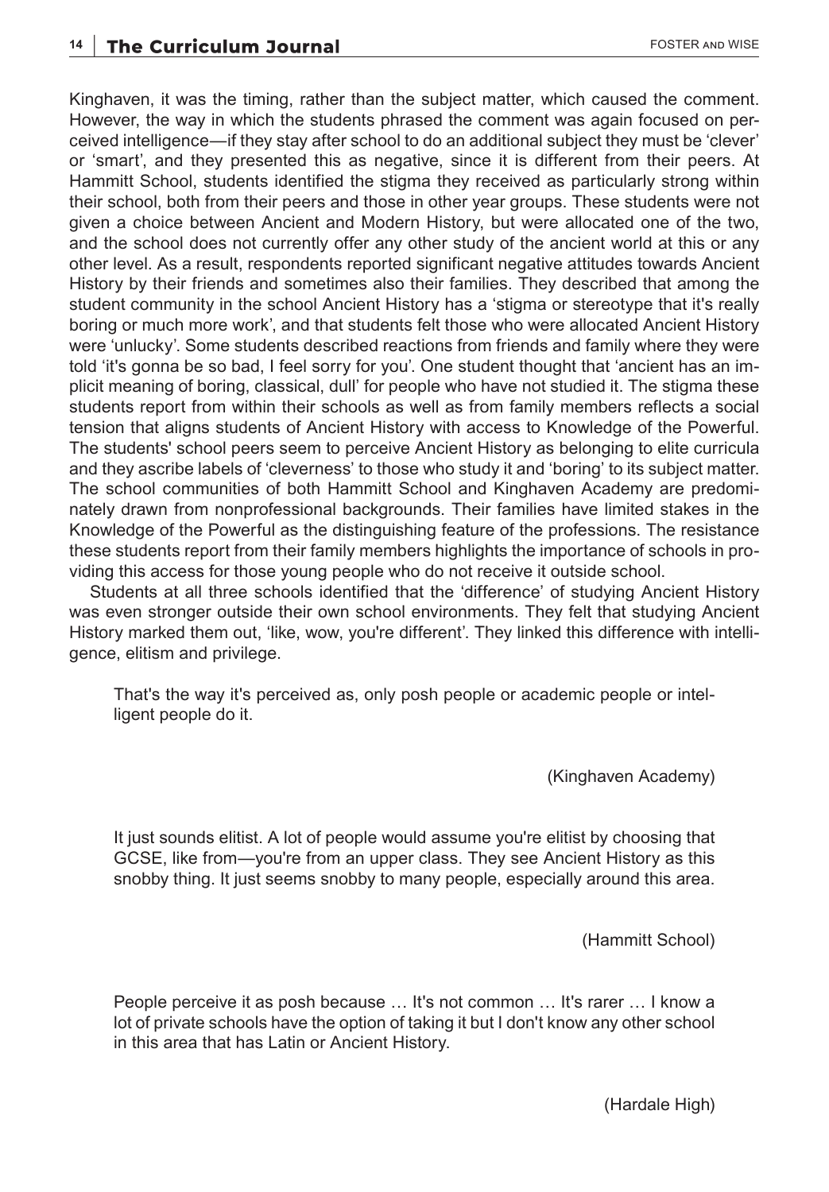Kinghaven, it was the timing, rather than the subject matter, which caused the comment. However, the way in which the students phrased the comment was again focused on perceived intelligence—if they stay after school to do an additional subject they must be 'clever' or 'smart', and they presented this as negative, since it is different from their peers. At Hammitt School, students identified the stigma they received as particularly strong within their school, both from their peers and those in other year groups. These students were not given a choice between Ancient and Modern History, but were allocated one of the two, and the school does not currently offer any other study of the ancient world at this or any other level. As a result, respondents reported significant negative attitudes towards Ancient History by their friends and sometimes also their families. They described that among the student community in the school Ancient History has a 'stigma or stereotype that it's really boring or much more work', and that students felt those who were allocated Ancient History were 'unlucky'. Some students described reactions from friends and family where they were told 'it's gonna be so bad, I feel sorry for you'. One student thought that 'ancient has an implicit meaning of boring, classical, dull' for people who have not studied it. The stigma these students report from within their schools as well as from family members reflects a social tension that aligns students of Ancient History with access to Knowledge of the Powerful. The students' school peers seem to perceive Ancient History as belonging to elite curricula and they ascribe labels of 'cleverness' to those who study it and 'boring' to its subject matter. The school communities of both Hammitt School and Kinghaven Academy are predominately drawn from nonprofessional backgrounds. Their families have limited stakes in the Knowledge of the Powerful as the distinguishing feature of the professions. The resistance these students report from their family members highlights the importance of schools in providing this access for those young people who do not receive it outside school.

Students at all three schools identified that the 'difference' of studying Ancient History was even stronger outside their own school environments. They felt that studying Ancient History marked them out, 'like, wow, you're different'. They linked this difference with intelligence, elitism and privilege.

> That's the way it's perceived as, only posh people or academic people or intelligent people do it.
>
> (Kinghaven Academy)

> It just sounds elitist. A lot of people would assume you're elitist by choosing that GCSE, like from—you're from an upper class. They see Ancient History as this snobby thing. It just seems snobby to many people, especially around this area.
>
> (Hammitt School)

> People perceive it as posh because … It's not common … It's rarer … I know a lot of private schools have the option of taking it but I don't know any other school in this area that has Latin or Ancient History.
>
> (Hardale High)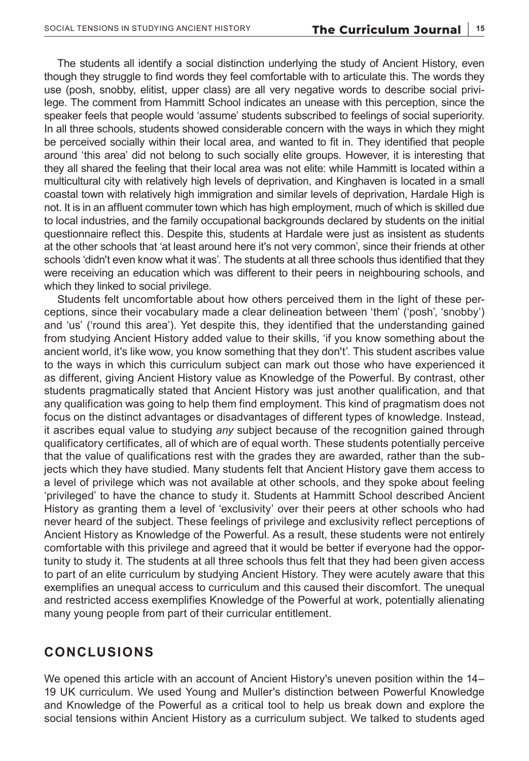The students all identify a social distinction underlying the study of Ancient History, even though they struggle to find words they feel comfortable with to articulate this. The words they use (posh, snobby, elitist, upper class) are all very negative words to describe social privilege. The comment from Hammitt School indicates an unease with this perception, since the speaker feels that people would 'assume' students subscribed to feelings of social superiority. In all three schools, students showed considerable concern with the ways in which they might be perceived socially within their local area, and wanted to fit in. They identified that people around 'this area' did not belong to such socially elite groups. However, it is interesting that they all shared the feeling that their local area was not elite: while Hammitt is located within a multicultural city with relatively high levels of deprivation, and Kinghaven is located in a small coastal town with relatively high immigration and similar levels of deprivation, Hardale High is not. It is in an affluent commuter town which has high employment, much of which is skilled due to local industries, and the family occupational backgrounds declared by students on the initial questionnaire reflect this. Despite this, students at Hardale were just as insistent as students at the other schools that 'at least around here it's not very common', since their friends at other schools 'didn't even know what it was'. The students at all three schools thus identified that they were receiving an education which was different to their peers in neighbouring schools, and which they linked to social privilege.

Students felt uncomfortable about how others perceived them in the light of these perceptions, since their vocabulary made a clear delineation between 'them' ('posh', 'snobby') and 'us' ('round this area'). Yet despite this, they identified that the understanding gained from studying Ancient History added value to their skills, 'if you know something about the ancient world, it's like wow, you know something that they don't'. This student ascribes value to the ways in which this curriculum subject can mark out those who have experienced it as different, giving Ancient History value as Knowledge of the Powerful. By contrast, other students pragmatically stated that Ancient History was just another qualification, and that any qualification was going to help them find employment. This kind of pragmatism does not focus on the distinct advantages or disadvantages of different types of knowledge. Instead, it ascribes equal value to studying *any* subject because of the recognition gained through qualificatory certificates, all of which are of equal worth. These students potentially perceive that the value of qualifications rest with the grades they are awarded, rather than the subjects which they have studied. Many students felt that Ancient History gave them access to a level of privilege which was not available at other schools, and they spoke about feeling 'privileged' to have the chance to study it. Students at Hammitt School described Ancient History as granting them a level of 'exclusivity' over their peers at other schools who had never heard of the subject. These feelings of privilege and exclusivity reflect perceptions of Ancient History as Knowledge of the Powerful. As a result, these students were not entirely comfortable with this privilege and agreed that it would be better if everyone had the opportunity to study it. The students at all three schools thus felt that they had been given access to part of an elite curriculum by studying Ancient History. They were acutely aware that this exemplifies an unequal access to curriculum and this caused their discomfort. The unequal and restricted access exemplifies Knowledge of the Powerful at work, potentially alienating many young people from part of their curricular entitlement.

## CONCLUSIONS

We opened this article with an account of Ancient History's uneven position within the 14–19 UK curriculum. We used Young and Muller's distinction between Powerful Knowledge and Knowledge of the Powerful as a critical tool to help us break down and explore the social tensions within Ancient History as a curriculum subject. We talked to students aged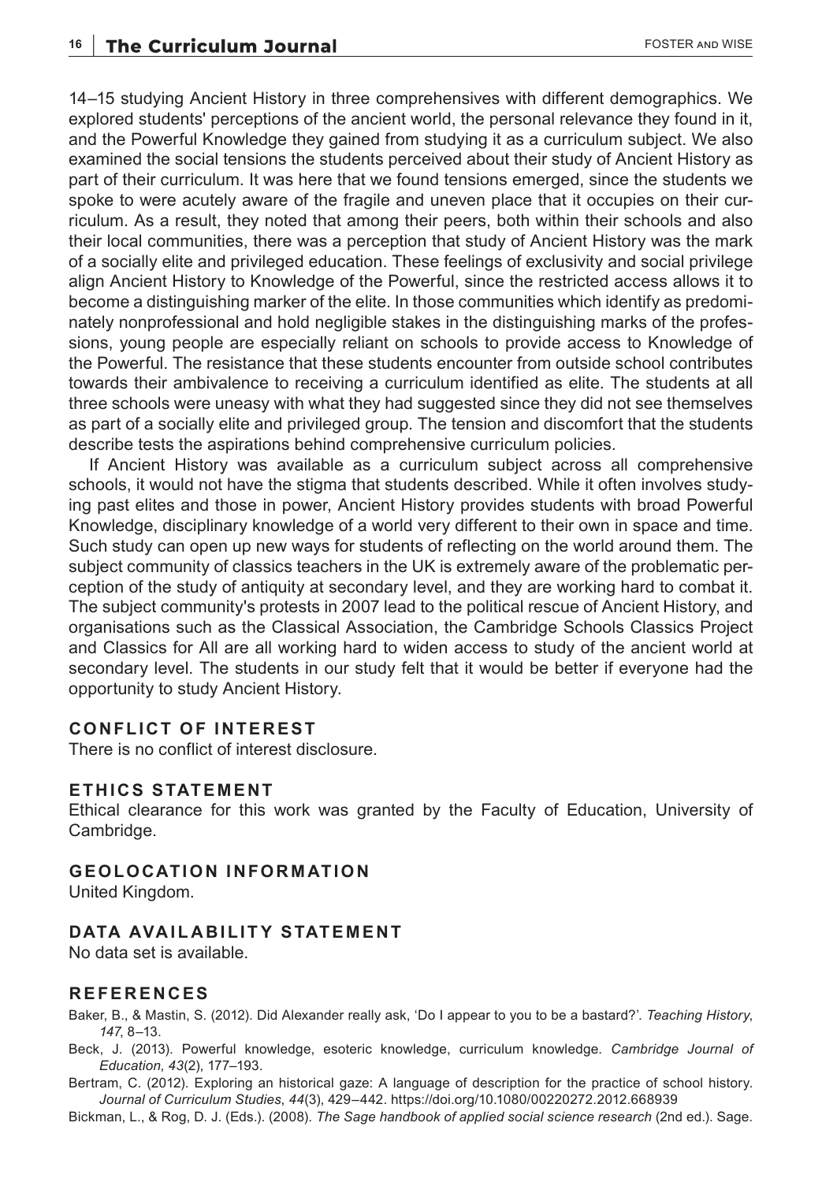14–15 studying Ancient History in three comprehensives with different demographics. We explored students' perceptions of the ancient world, the personal relevance they found in it, and the Powerful Knowledge they gained from studying it as a curriculum subject. We also examined the social tensions the students perceived about their study of Ancient History as part of their curriculum. It was here that we found tensions emerged, since the students we spoke to were acutely aware of the fragile and uneven place that it occupies on their curriculum. As a result, they noted that among their peers, both within their schools and also their local communities, there was a perception that study of Ancient History was the mark of a socially elite and privileged education. These feelings of exclusivity and social privilege align Ancient History to Knowledge of the Powerful, since the restricted access allows it to become a distinguishing marker of the elite. In those communities which identify as predominately nonprofessional and hold negligible stakes in the distinguishing marks of the professions, young people are especially reliant on schools to provide access to Knowledge of the Powerful. The resistance that these students encounter from outside school contributes towards their ambivalence to receiving a curriculum identified as elite. The students at all three schools were uneasy with what they had suggested since they did not see themselves as part of a socially elite and privileged group. The tension and discomfort that the students describe tests the aspirations behind comprehensive curriculum policies.

If Ancient History was available as a curriculum subject across all comprehensive schools, it would not have the stigma that students described. While it often involves studying past elites and those in power, Ancient History provides students with broad Powerful Knowledge, disciplinary knowledge of a world very different to their own in space and time. Such study can open up new ways for students of reflecting on the world around them. The subject community of classics teachers in the UK is extremely aware of the problematic perception of the study of antiquity at secondary level, and they are working hard to combat it. The subject community's protests in 2007 lead to the political rescue of Ancient History, and organisations such as the Classical Association, the Cambridge Schools Classics Project and Classics for All are all working hard to widen access to study of the ancient world at secondary level. The students in our study felt that it would be better if everyone had the opportunity to study Ancient History.

## CONFLICT OF INTEREST

There is no conflict of interest disclosure.

## ETHICS STATEMENT

Ethical clearance for this work was granted by the Faculty of Education, University of Cambridge.

## GEOLOCATION INFORMATION

United Kingdom.

## DATA AVAILABILITY STATEMENT

No data set is available.

## REFERENCES

Baker, B., & Mastin, S. (2012). Did Alexander really ask, 'Do I appear to you to be a bastard?'. *Teaching History*, *147*, 8–13.

Beck, J. (2013). Powerful knowledge, esoteric knowledge, curriculum knowledge. *Cambridge Journal of Education*, *43*(2), 177–193.

Bertram, C. (2012). Exploring an historical gaze: A language of description for the practice of school history. *Journal of Curriculum Studies*, *44*(3), 429–442. https://doi.org/10.1080/00220272.2012.668939

Bickman, L., & Rog, D. J. (Eds.). (2008). *The Sage handbook of applied social science research* (2nd ed.). Sage.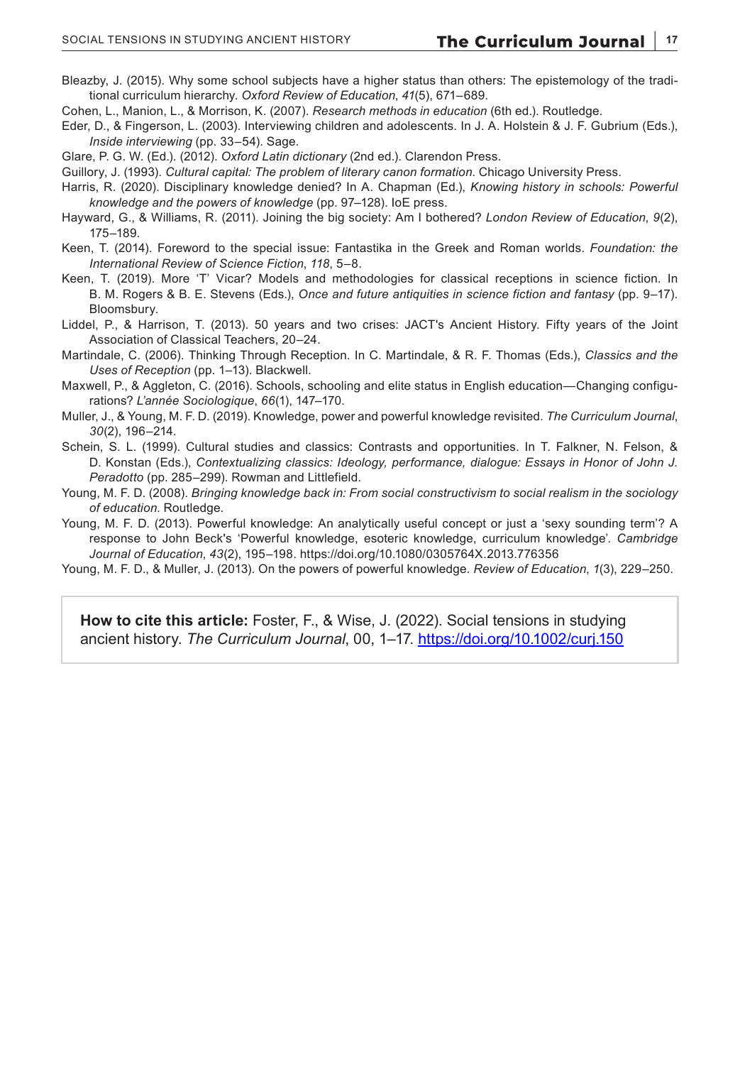Bleazby, J. (2015). Why some school subjects have a higher status than others: The epistemology of the traditional curriculum hierarchy. *Oxford Review of Education*, *41*(5), 671–689.

Cohen, L., Manion, L., & Morrison, K. (2007). *Research methods in education* (6th ed.). Routledge.

Eder, D., & Fingerson, L. (2003). Interviewing children and adolescents. In J. A. Holstein & J. F. Gubrium (Eds.), *Inside interviewing* (pp. 33–54). Sage.

Glare, P. G. W. (Ed.). (2012). *Oxford Latin dictionary* (2nd ed.). Clarendon Press.

Guillory, J. (1993). *Cultural capital: The problem of literary canon formation*. Chicago University Press.

Harris, R. (2020). Disciplinary knowledge denied? In A. Chapman (Ed.), *Knowing history in schools: Powerful knowledge and the powers of knowledge* (pp. 97–128). IoE press.

Hayward, G., & Williams, R. (2011). Joining the big society: Am I bothered? *London Review of Education*, *9*(2), 175–189.

Keen, T. (2014). Foreword to the special issue: Fantastika in the Greek and Roman worlds. *Foundation: the International Review of Science Fiction*, *118*, 5–8.

Keen, T. (2019). More 'T' Vicar? Models and methodologies for classical receptions in science fiction. In B. M. Rogers & B. E. Stevens (Eds.), *Once and future antiquities in science fiction and fantasy* (pp. 9–17). Bloomsbury.

Liddel, P., & Harrison, T. (2013). 50 years and two crises: JACT's Ancient History. Fifty years of the Joint Association of Classical Teachers, 20–24.

Martindale, C. (2006). Thinking Through Reception. In C. Martindale, & R. F. Thomas (Eds.), *Classics and the Uses of Reception* (pp. 1–13). Blackwell.

Maxwell, P., & Aggleton, C. (2016). Schools, schooling and elite status in English education—Changing configurations? *L'année Sociologique*, *66*(1), 147–170.

Muller, J., & Young, M. F. D. (2019). Knowledge, power and powerful knowledge revisited. *The Curriculum Journal*, *30*(2), 196–214.

Schein, S. L. (1999). Cultural studies and classics: Contrasts and opportunities. In T. Falkner, N. Felson, & D. Konstan (Eds.), *Contextualizing classics: Ideology, performance, dialogue: Essays in Honor of John J. Peradotto* (pp. 285–299). Rowman and Littlefield.

Young, M. F. D. (2008). *Bringing knowledge back in: From social constructivism to social realism in the sociology of education*. Routledge.

Young, M. F. D. (2013). Powerful knowledge: An analytically useful concept or just a 'sexy sounding term'? A response to John Beck's 'Powerful knowledge, esoteric knowledge, curriculum knowledge'. *Cambridge Journal of Education*, *43*(2), 195–198. https://doi.org/10.1080/0305764X.2013.776356

Young, M. F. D., & Muller, J. (2013). On the powers of powerful knowledge. *Review of Education*, *1*(3), 229–250.

**How to cite this article:** Foster, F., & Wise, J. (2022). Social tensions in studying ancient history. *The Curriculum Journal*, 00, 1–17. https://doi.org/10.1002/curj.150